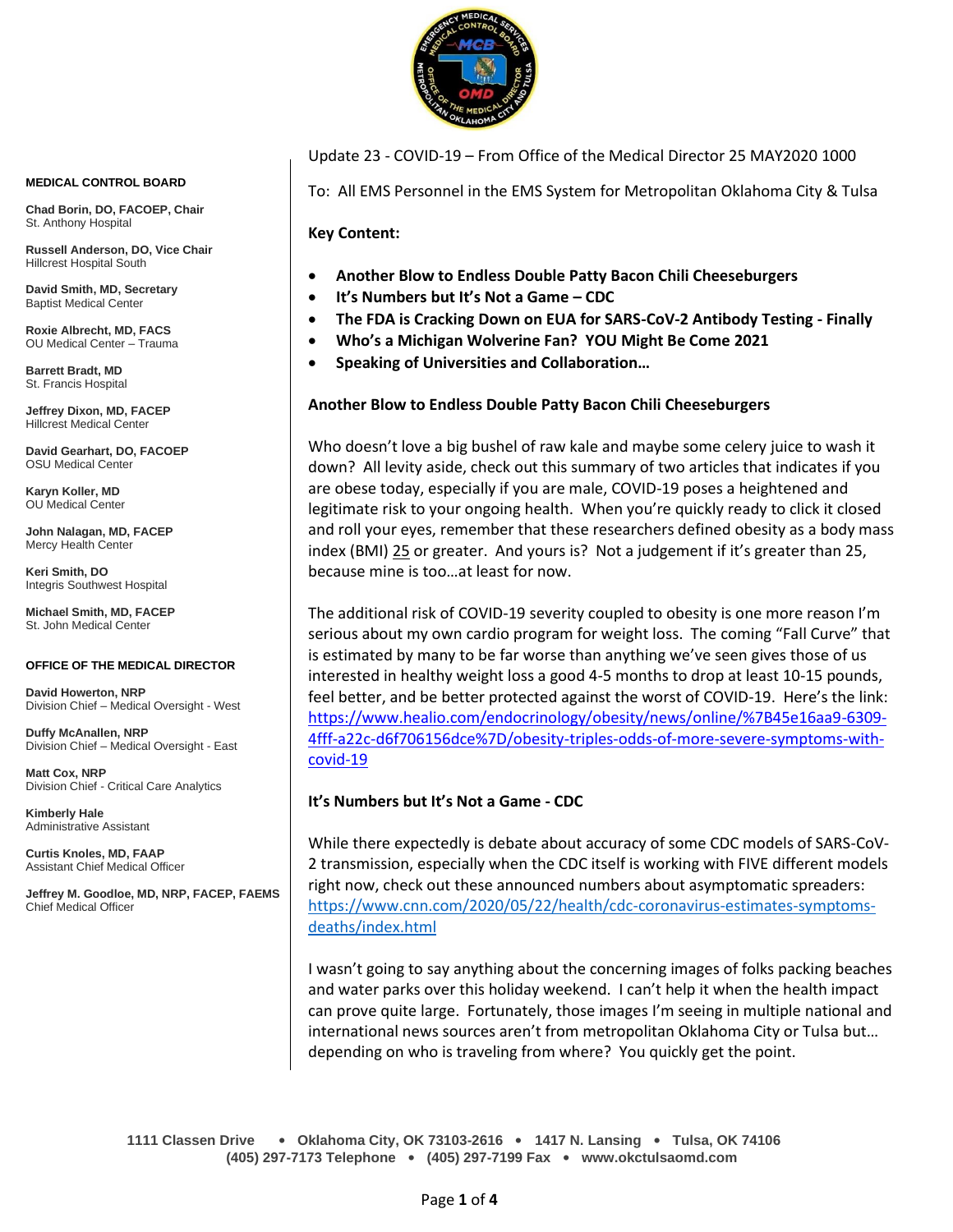Update 23 - COVID-19 – From Office of the Medical Director 25 MAY2020 1000

To: All EMS Personnel in the EMS System for Metropolitan Oklahoma City & Tulsa

**MEDICAL CONTROL BOARD**

**Chad Borin, DO, FACOEP, Chair**
St. Anthony Hospital

**Russell Anderson, DO, Vice Chair**
Hillcrest Hospital South

**David Smith, MD, Secretary**
Baptist Medical Center

**Roxie Albrecht, MD, FACS**
OU Medical Center – Trauma

**Barrett Bradt, MD**
St. Francis Hospital

**Jeffrey Dixon, MD, FACEP**
Hillcrest Medical Center

**David Gearhart, DO, FACOEP**
OSU Medical Center

**Karyn Koller, MD**
OU Medical Center

**John Nalagan, MD, FACEP**
Mercy Health Center

**Keri Smith, DO**
Integris Southwest Hospital

**Michael Smith, MD, FACEP**
St. John Medical Center

**OFFICE OF THE MEDICAL DIRECTOR**

**David Howerton, NRP**
Division Chief – Medical Oversight - West

**Duffy McAnallen, NRP**
Division Chief – Medical Oversight - East

**Matt Cox, NRP**
Division Chief - Critical Care Analytics

**Kimberly Hale**
Administrative Assistant

**Curtis Knoles, MD, FAAP**
Assistant Chief Medical Officer

**Jeffrey M. Goodloe, MD, NRP, FACEP, FAEMS**
Chief Medical Officer

**Key Content:**

- **Another Blow to Endless Double Patty Bacon Chili Cheeseburgers**
- **It's Numbers but It's Not a Game – CDC**
- **The FDA is Cracking Down on EUA for SARS-CoV-2 Antibody Testing - Finally**
- **Who's a Michigan Wolverine Fan? YOU Might Be Come 2021**
- **Speaking of Universities and Collaboration…**

**Another Blow to Endless Double Patty Bacon Chili Cheeseburgers**

Who doesn't love a big bushel of raw kale and maybe some celery juice to wash it down? All levity aside, check out this summary of two articles that indicates if you are obese today, especially if you are male, COVID-19 poses a heightened and legitimate risk to your ongoing health. When you're quickly ready to click it closed and roll your eyes, remember that these researchers defined obesity as a body mass index (BMI) 25 or greater. And yours is? Not a judgement if it's greater than 25, because mine is too…at least for now.

The additional risk of COVID-19 severity coupled to obesity is one more reason I'm serious about my own cardio program for weight loss. The coming "Fall Curve" that is estimated by many to be far worse than anything we've seen gives those of us interested in healthy weight loss a good 4-5 months to drop at least 10-15 pounds, feel better, and be better protected against the worst of COVID-19. Here's the link: https://www.healio.com/endocrinology/obesity/news/online/%7B45e16aa9-6309-4fff-a22c-d6f706156dce%7D/obesity-triples-odds-of-more-severe-symptoms-with-covid-19

**It's Numbers but It's Not a Game - CDC**

While there expectedly is debate about accuracy of some CDC models of SARS-CoV-2 transmission, especially when the CDC itself is working with FIVE different models right now, check out these announced numbers about asymptomatic spreaders: https://www.cnn.com/2020/05/22/health/cdc-coronavirus-estimates-symptoms-deaths/index.html

I wasn't going to say anything about the concerning images of folks packing beaches and water parks over this holiday weekend. I can't help it when the health impact can prove quite large. Fortunately, those images I'm seeing in multiple national and international news sources aren't from metropolitan Oklahoma City or Tulsa but… depending on who is traveling from where? You quickly get the point.

1111 Classen Drive • Oklahoma City, OK 73103-2616 • 1417 N. Lansing • Tulsa, OK 74106
(405) 297-7173 Telephone • (405) 297-7199 Fax • www.okctulsaomd.com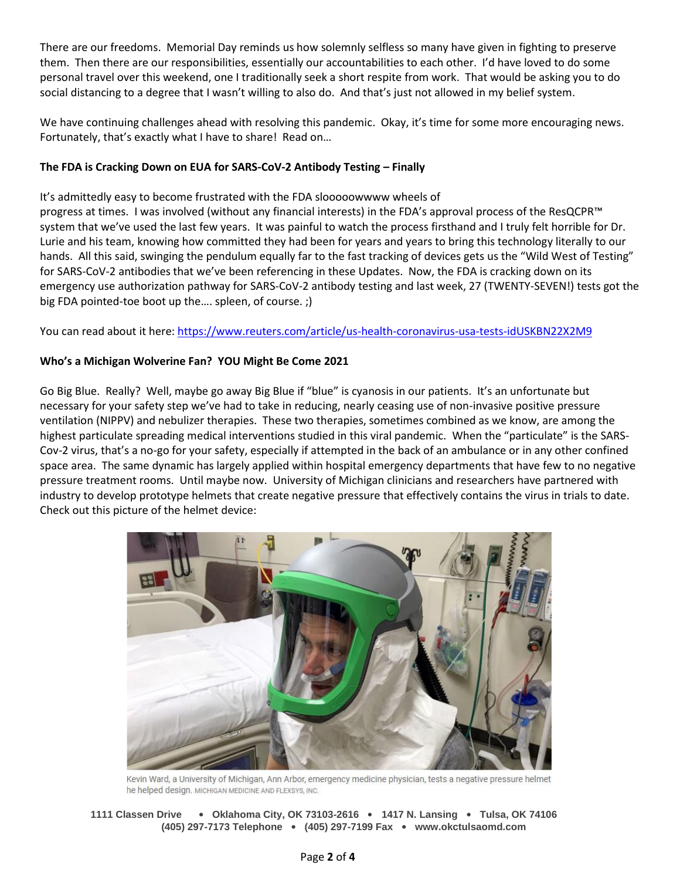There are our freedoms. Memorial Day reminds us how solemnly selfless so many have given in fighting to preserve them. Then there are our responsibilities, essentially our accountabilities to each other. I'd have loved to do some personal travel over this weekend, one I traditionally seek a short respite from work. That would be asking you to do social distancing to a degree that I wasn't willing to also do. And that's just not allowed in my belief system.

We have continuing challenges ahead with resolving this pandemic. Okay, it's time for some more encouraging news. Fortunately, that's exactly what I have to share! Read on…

**The FDA is Cracking Down on EUA for SARS-CoV-2 Antibody Testing – Finally**

It's admittedly easy to become frustrated with the FDA slooooowwww wheels of progress at times. I was involved (without any financial interests) in the FDA's approval process of the ResQCPR™ system that we've used the last few years. It was painful to watch the process firsthand and I truly felt horrible for Dr. Lurie and his team, knowing how committed they had been for years and years to bring this technology literally to our hands. All this said, swinging the pendulum equally far to the fast tracking of devices gets us the "Wild West of Testing" for SARS-CoV-2 antibodies that we've been referencing in these Updates. Now, the FDA is cracking down on its emergency use authorization pathway for SARS-CoV-2 antibody testing and last week, 27 (TWENTY-SEVEN!) tests got the big FDA pointed-toe boot up the…. spleen, of course. ;)

You can read about it here: https://www.reuters.com/article/us-health-coronavirus-usa-tests-idUSKBN22X2M9

**Who's a Michigan Wolverine Fan? YOU Might Be Come 2021**

Go Big Blue. Really? Well, maybe go away Big Blue if "blue" is cyanosis in our patients. It's an unfortunate but necessary for your safety step we've had to take in reducing, nearly ceasing use of non-invasive positive pressure ventilation (NIPPV) and nebulizer therapies. These two therapies, sometimes combined as we know, are among the highest particulate spreading medical interventions studied in this viral pandemic. When the "particulate" is the SARS-Cov-2 virus, that's a no-go for your safety, especially if attempted in the back of an ambulance or in any other confined space area. The same dynamic has largely applied within hospital emergency departments that have few to no negative pressure treatment rooms. Until maybe now. University of Michigan clinicians and researchers have partnered with industry to develop prototype helmets that create negative pressure that effectively contains the virus in trials to date. Check out this picture of the helmet device:

Kevin Ward, a University of Michigan, Ann Arbor, emergency medicine physician, tests a negative pressure helmet he helped design. MICHIGAN MEDICINE AND FLEXSYS, INC.

**1111 Classen Drive • Oklahoma City, OK 73103-2616 • 1417 N. Lansing • Tulsa, OK 74106**
**(405) 297-7173 Telephone • (405) 297-7199 Fax • www.okctulsaomd.com**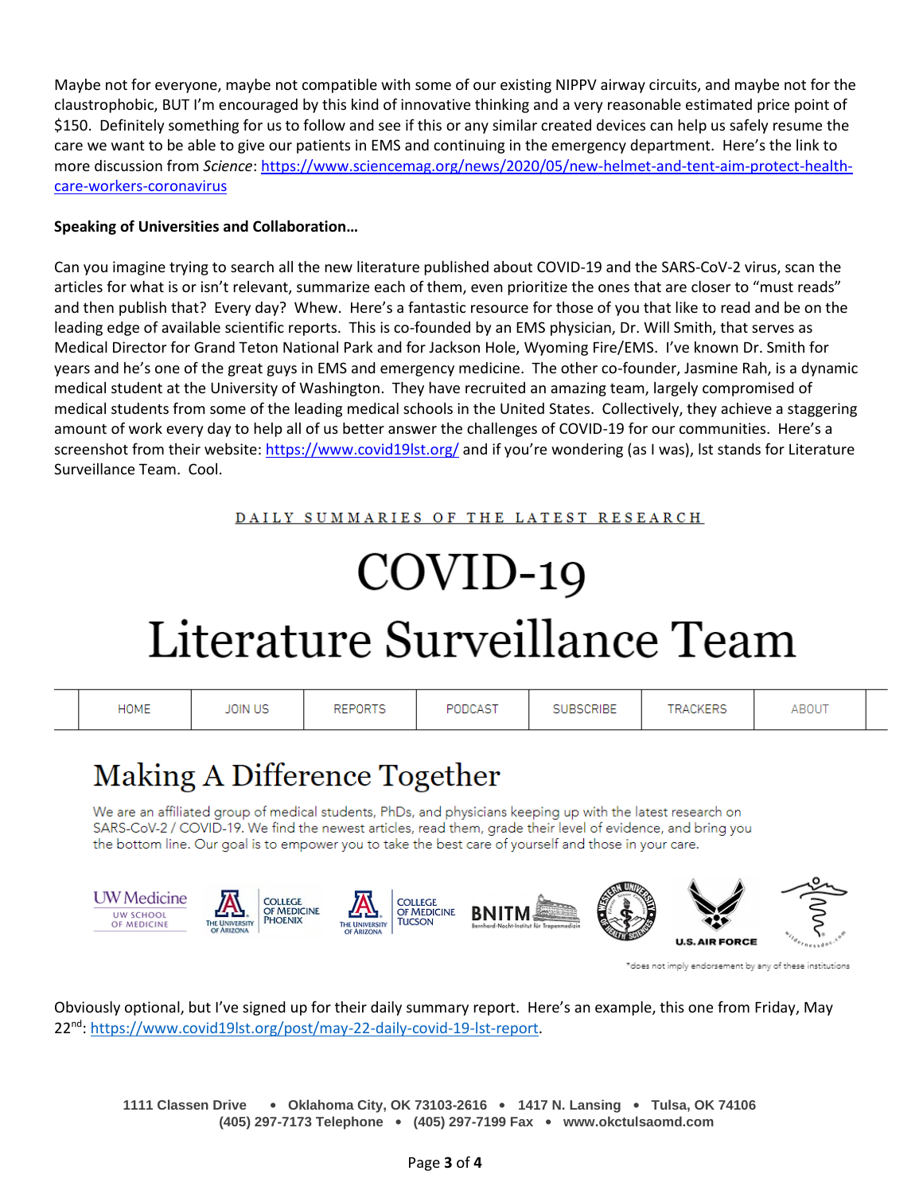Maybe not for everyone, maybe not compatible with some of our existing NIPPV airway circuits, and maybe not for the claustrophobic, BUT I'm encouraged by this kind of innovative thinking and a very reasonable estimated price point of $150. Definitely something for us to follow and see if this or any similar created devices can help us safely resume the care we want to be able to give our patients in EMS and continuing in the emergency department. Here's the link to more discussion from *Science*: https://www.sciencemag.org/news/2020/05/new-helmet-and-tent-aim-protect-health-care-workers-coronavirus

**Speaking of Universities and Collaboration…**

Can you imagine trying to search all the new literature published about COVID-19 and the SARS-CoV-2 virus, scan the articles for what is or isn't relevant, summarize each of them, even prioritize the ones that are closer to "must reads" and then publish that? Every day? Whew. Here's a fantastic resource for those of you that like to read and be on the leading edge of available scientific reports. This is co-founded by an EMS physician, Dr. Will Smith, that serves as Medical Director for Grand Teton National Park and for Jackson Hole, Wyoming Fire/EMS. I've known Dr. Smith for years and he's one of the great guys in EMS and emergency medicine. The other co-founder, Jasmine Rah, is a dynamic medical student at the University of Washington. They have recruited an amazing team, largely compromised of medical students from some of the leading medical schools in the United States. Collectively, they achieve a staggering amount of work every day to help all of us better answer the challenges of COVID-19 for our communities. Here's a screenshot from their website: https://www.covid19lst.org/ and if you're wondering (as I was), lst stands for Literature Surveillance Team. Cool.

DAILY SUMMARIES OF THE LATEST RESEARCH

# COVID-19 Literature Surveillance Team

HOME | JOIN US | REPORTS | PODCAST | SUBSCRIBE | TRACKERS | ABOUT

## Making A Difference Together

We are an affiliated group of medical students, PhDs, and physicians keeping up with the latest research on SARS-CoV-2 / COVID-19. We find the newest articles, read them, grade their level of evidence, and bring you the bottom line. Our goal is to empower you to take the best care of yourself and those in your care.

UW Medicine UW School of Medicine | The University of Arizona College of Medicine Phoenix | The University of Arizona College of Medicine Tucson | BNITM Bernhard-Nocht-Institut für Tropenmedizin | Western University of Health Sciences | U.S. Air Force | wildernessdoc.com

*does not imply endorsement by any of these institutions

Obviously optional, but I've signed up for their daily summary report. Here's an example, this one from Friday, May 22nd: https://www.covid19lst.org/post/may-22-daily-covid-19-lst-report.

1111 Classen Drive • Oklahoma City, OK 73103-2616 • 1417 N. Lansing • Tulsa, OK 74106
(405) 297-7173 Telephone • (405) 297-7199 Fax • www.okctulsaomd.com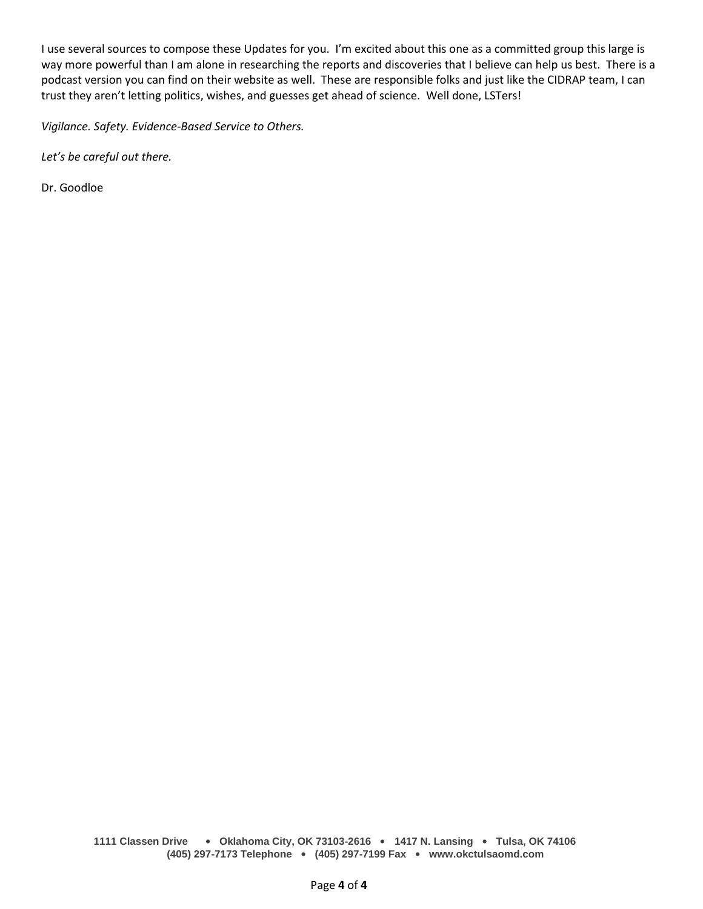I use several sources to compose these Updates for you. I'm excited about this one as a committed group this large is way more powerful than I am alone in researching the reports and discoveries that I believe can help us best. There is a podcast version you can find on their website as well. These are responsible folks and just like the CIDRAP team, I can trust they aren't letting politics, wishes, and guesses get ahead of science. Well done, LSTers!

*Vigilance. Safety. Evidence-Based Service to Others.*

*Let's be careful out there.*

Dr. Goodloe

**1111 Classen Drive • Oklahoma City, OK 73103-2616 • 1417 N. Lansing • Tulsa, OK 74106**
**(405) 297-7173 Telephone • (405) 297-7199 Fax • www.okctulsaomd.com**